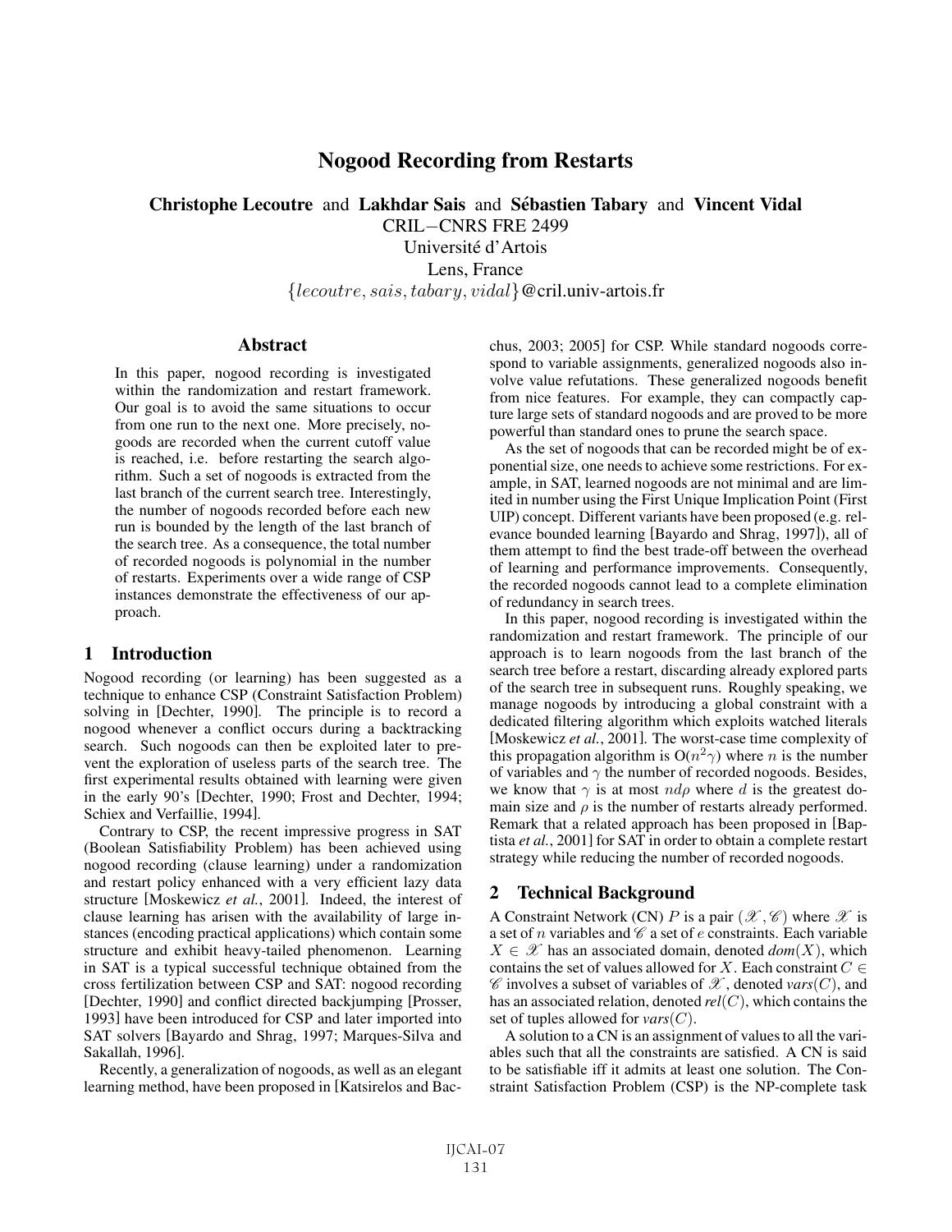# Nogood Recording from Restarts

**Christophe Lecoutre** and **Lakhdar Sais** and **Sébastien Tabary** and **Vincent Vidal**
CRIL−CNRS FRE 2499
Université d'Artois
Lens, France
$\{lecoutre, sais, tabary, vidal\}$@cril.univ-artois.fr

## Abstract

In this paper, nogood recording is investigated within the randomization and restart framework. Our goal is to avoid the same situations to occur from one run to the next one. More precisely, nogoods are recorded when the current cutoff value is reached, i.e. before restarting the search algorithm. Such a set of nogoods is extracted from the last branch of the current search tree. Interestingly, the number of nogoods recorded before each new run is bounded by the length of the last branch of the search tree. As a consequence, the total number of recorded nogoods is polynomial in the number of restarts. Experiments over a wide range of CSP instances demonstrate the effectiveness of our approach.

## 1 Introduction

Nogood recording (or learning) has been suggested as a technique to enhance CSP (Constraint Satisfaction Problem) solving in [Dechter, 1990]. The principle is to record a nogood whenever a conflict occurs during a backtracking search. Such nogoods can then be exploited later to prevent the exploration of useless parts of the search tree. The first experimental results obtained with learning were given in the early 90's [Dechter, 1990; Frost and Dechter, 1994; Schiex and Verfaillie, 1994].

Contrary to CSP, the recent impressive progress in SAT (Boolean Satisfiability Problem) has been achieved using nogood recording (clause learning) under a randomization and restart policy enhanced with a very efficient lazy data structure [Moskewicz *et al.*, 2001]. Indeed, the interest of clause learning has arisen with the availability of large instances (encoding practical applications) which contain some structure and exhibit heavy-tailed phenomenon. Learning in SAT is a typical successful technique obtained from the cross fertilization between CSP and SAT: nogood recording [Dechter, 1990] and conflict directed backjumping [Prosser, 1993] have been introduced for CSP and later imported into SAT solvers [Bayardo and Shrag, 1997; Marques-Silva and Sakallah, 1996].

Recently, a generalization of nogoods, as well as an elegant learning method, have been proposed in [Katsirelos and Bacchus, 2003; 2005] for CSP. While standard nogoods correspond to variable assignments, generalized nogoods also involve value refutations. These generalized nogoods benefit from nice features. For example, they can compactly capture large sets of standard nogoods and are proved to be more powerful than standard ones to prune the search space.

As the set of nogoods that can be recorded might be of exponential size, one needs to achieve some restrictions. For example, in SAT, learned nogoods are not minimal and are limited in number using the First Unique Implication Point (First UIP) concept. Different variants have been proposed (e.g. relevance bounded learning [Bayardo and Shrag, 1997]), all of them attempt to find the best trade-off between the overhead of learning and performance improvements. Consequently, the recorded nogoods cannot lead to a complete elimination of redundancy in search trees.

In this paper, nogood recording is investigated within the randomization and restart framework. The principle of our approach is to learn nogoods from the last branch of the search tree before a restart, discarding already explored parts of the search tree in subsequent runs. Roughly speaking, we manage nogoods by introducing a global constraint with a dedicated filtering algorithm which exploits watched literals [Moskewicz *et al.*, 2001]. The worst-case time complexity of this propagation algorithm is $O(n^2\gamma)$ where $n$ is the number of variables and $\gamma$ the number of recorded nogoods. Besides, we know that $\gamma$ is at most $nd\rho$ where $d$ is the greatest domain size and $\rho$ is the number of restarts already performed. Remark that a related approach has been proposed in [Baptista *et al.*, 2001] for SAT in order to obtain a complete restart strategy while reducing the number of recorded nogoods.

## 2 Technical Background

A Constraint Network (CN) $P$ is a pair $(\mathscr{X}, \mathscr{C})$ where $\mathscr{X}$ is a set of $n$ variables and $\mathscr{C}$ a set of $e$ constraints. Each variable $X \in \mathscr{X}$ has an associated domain, denoted *dom*$(X)$, which contains the set of values allowed for $X$. Each constraint $C \in \mathscr{C}$ involves a subset of variables of $\mathscr{X}$, denoted *vars*$(C)$, and has an associated relation, denoted *rel*$(C)$, which contains the set of tuples allowed for *vars*$(C)$.

A solution to a CN is an assignment of values to all the variables such that all the constraints are satisfied. A CN is said to be satisfiable iff it admits at least one solution. The Constraint Satisfaction Problem (CSP) is the NP-complete task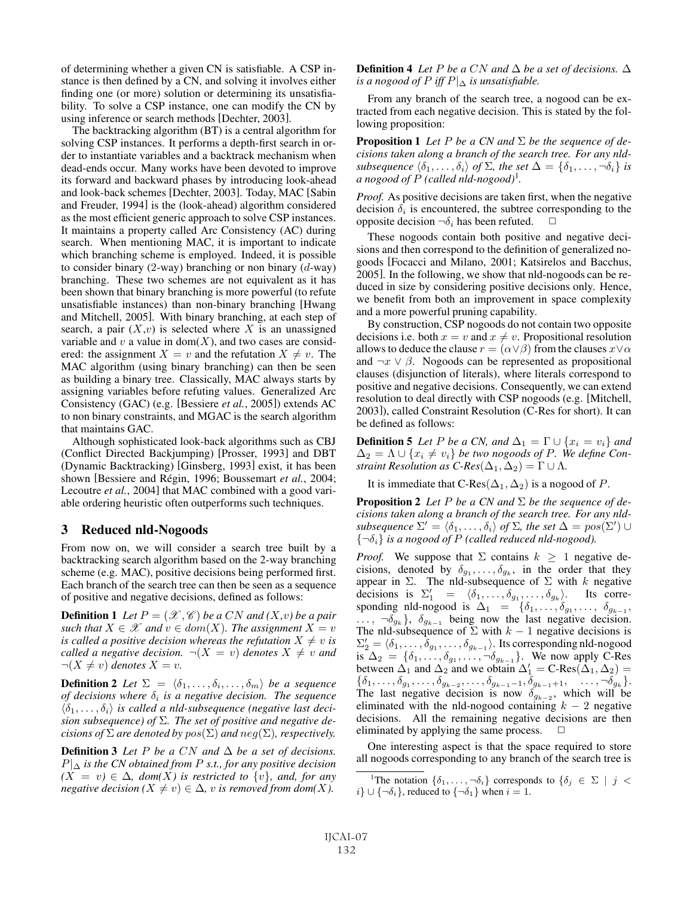of determining whether a given CN is satisfiable. A CSP instance is then defined by a CN, and solving it involves either finding one (or more) solution or determining its unsatisfiability. To solve a CSP instance, one can modify the CN by using inference or search methods [Dechter, 2003].

The backtracking algorithm (BT) is a central algorithm for solving CSP instances. It performs a depth-first search in order to instantiate variables and a backtrack mechanism when dead-ends occur. Many works have been devoted to improve its forward and backward phases by introducing look-ahead and look-back schemes [Dechter, 2003]. Today, MAC [Sabin and Freuder, 1994] is the (look-ahead) algorithm considered as the most efficient generic approach to solve CSP instances. It maintains a property called Arc Consistency (AC) during search. When mentioning MAC, it is important to indicate which branching scheme is employed. Indeed, it is possible to consider binary (2-way) branching or non binary ($d$-way) branching. These two schemes are not equivalent as it has been shown that binary branching is more powerful (to refute unsatisfiable instances) than non-binary branching [Hwang and Mitchell, 2005]. With binary branching, at each step of search, a pair $(X,v)$ is selected where $X$ is an unassigned variable and $v$ a value in $\mathrm{dom}(X)$, and two cases are considered: the assignment $X = v$ and the refutation $X \neq v$. The MAC algorithm (using binary branching) can then be seen as building a binary tree. Classically, MAC always starts by assigning variables before refuting values. Generalized Arc Consistency (GAC) (e.g. [Bessiere *et al.*, 2005]) extends AC to non binary constraints, and MGAC is the search algorithm that maintains GAC.

Although sophisticated look-back algorithms such as CBJ (Conflict Directed Backjumping) [Prosser, 1993] and DBT (Dynamic Backtracking) [Ginsberg, 1993] exist, it has been shown [Bessiere and Régin, 1996; Boussemart *et al.*, 2004; Lecoutre *et al.*, 2004] that MAC combined with a good variable ordering heuristic often outperforms such techniques.

## 3 Reduced nld-Nogoods

From now on, we will consider a search tree built by a backtracking search algorithm based on the 2-way branching scheme (e.g. MAC), positive decisions being performed first. Each branch of the search tree can then be seen as a sequence of positive and negative decisions, defined as follows:

**Definition 1** *Let $P = (\mathscr{X},\mathscr{C})$ be a $CN$ and $(X,v)$ be a pair such that $X \in \mathscr{X}$ and $v \in dom(X)$. The assignment $X = v$ is called a positive decision whereas the refutation $X \neq v$ is called a negative decision. $\neg(X = v)$ denotes $X \neq v$ and $\neg(X \neq v)$ denotes $X = v$.*

**Definition 2** *Let $\Sigma = \langle \delta_1, \ldots, \delta_i, \ldots, \delta_m \rangle$ be a sequence of decisions where $\delta_i$ is a negative decision. The sequence $\langle \delta_1, \ldots, \delta_i \rangle$ is called a nld-subsequence (negative last decision subsequence) of $\Sigma$. The set of positive and negative decisions of $\Sigma$ are denoted by $pos(\Sigma)$ and $neg(\Sigma)$, respectively.*

**Definition 3** *Let $P$ be a $CN$ and $\Delta$ be a set of decisions. $P|_\Delta$ is the CN obtained from $P$ s.t., for any positive decision $(X = v) \in \Delta$, $dom(X)$ is restricted to $\{v\}$, and, for any negative decision $(X \neq v) \in \Delta$, $v$ is removed from $dom(X)$.*

**Definition 4** *Let $P$ be a $CN$ and $\Delta$ be a set of decisions. $\Delta$ is a nogood of $P$ iff $P|_\Delta$ is unsatisfiable.*

From any branch of the search tree, a nogood can be extracted from each negative decision. This is stated by the following proposition:

**Proposition 1** *Let $P$ be a CN and $\Sigma$ be the sequence of decisions taken along a branch of the search tree. For any nld-subsequence $\langle \delta_1, \ldots, \delta_i \rangle$ of $\Sigma$, the set $\Delta = \{\delta_1, \ldots, \neg\delta_i\}$ is a nogood of $P$ (called nld-nogood)*[1].

*Proof.* As positive decisions are taken first, when the negative decision $\delta_i$ is encountered, the subtree corresponding to the opposite decision $\neg\delta_i$ has been refuted. $\square$

These nogoods contain both positive and negative decisions and then correspond to the definition of generalized nogoods [Focacci and Milano, 2001; Katsirelos and Bacchus, 2005]. In the following, we show that nld-nogoods can be reduced in size by considering positive decisions only. Hence, we benefit from both an improvement in space complexity and a more powerful pruning capability.

By construction, CSP nogoods do not contain two opposite decisions i.e. both $x = v$ and $x \neq v$. Propositional resolution allows to deduce the clause $r = (\alpha \vee \beta)$ from the clauses $x \vee \alpha$ and $\neg x \vee \beta$. Nogoods can be represented as propositional clauses (disjunction of literals), where literals correspond to positive and negative decisions. Consequently, we can extend resolution to deal directly with CSP nogoods (e.g. [Mitchell, 2003]), called Constraint Resolution (C-Res for short). It can be defined as follows:

**Definition 5** *Let $P$ be a CN, and $\Delta_1 = \Gamma \cup \{x_i = v_i\}$ and $\Delta_2 = \Lambda \cup \{x_i \neq v_i\}$ be two nogoods of $P$. We define Constraint Resolution as C-Res$(\Delta_1, \Delta_2) = \Gamma \cup \Lambda$.*

It is immediate that C-Res$(\Delta_1, \Delta_2)$ is a nogood of $P$.

**Proposition 2** *Let $P$ be a CN and $\Sigma$ be the sequence of decisions taken along a branch of the search tree. For any nld-subsequence $\Sigma' = \langle \delta_1, \ldots, \delta_i \rangle$ of $\Sigma$, the set $\Delta = pos(\Sigma') \cup \{\neg\delta_i\}$ is a nogood of $P$ (called reduced nld-nogood).*

*Proof.* We suppose that $\Sigma$ contains $k \geq 1$ negative decisions, denoted by $\delta_{g_1}, \ldots, \delta_{g_k}$, in the order that they appear in $\Sigma$. The nld-subsequence of $\Sigma$ with $k$ negative decisions is $\Sigma'_1 = \langle \delta_1, \ldots, \delta_{g_1}, \ldots, \delta_{g_k} \rangle$. Its corresponding nld-nogood is $\Delta_1 = \{\delta_1, \ldots, \delta_{g_1}, \ldots, \delta_{g_{k-1}}, \ldots, \neg\delta_{g_k}\}$, $\delta_{g_{k-1}}$ being now the last negative decision. The nld-subsequence of $\Sigma$ with $k-1$ negative decisions is $\Sigma'_2 = \langle \delta_1, \ldots, \delta_{g_1}, \ldots, \delta_{g_{k-1}} \rangle$. Its corresponding nld-nogood is $\Delta_2 = \{\delta_1, \ldots, \delta_{g_1}, \ldots, \neg\delta_{g_{k-1}}\}$. We now apply C-Res between $\Delta_1$ and $\Delta_2$ and we obtain $\Delta'_1 = $ C-Res$(\Delta_1, \Delta_2) = \{\delta_1, \ldots, \delta_{g_1}, \ldots, \delta_{g_{k-2}}, \ldots, \delta_{g_{k-1}-1}, \delta_{g_{k-1}+1}, \ldots, \neg\delta_{g_k}\}$. The last negative decision is now $\delta_{g_{k-2}}$, which will be eliminated with the nld-nogood containing $k-2$ negative decisions. All the remaining negative decisions are then eliminated by applying the same process. $\square$

One interesting aspect is that the space required to store all nogoods corresponding to any branch of the search tree is

[1]The notation $\{\delta_1, \ldots, \neg\delta_i\}$ corresponds to $\{\delta_j \in \Sigma \mid j < i\} \cup \{\neg\delta_i\}$, reduced to $\{\neg\delta_1\}$ when $i = 1$.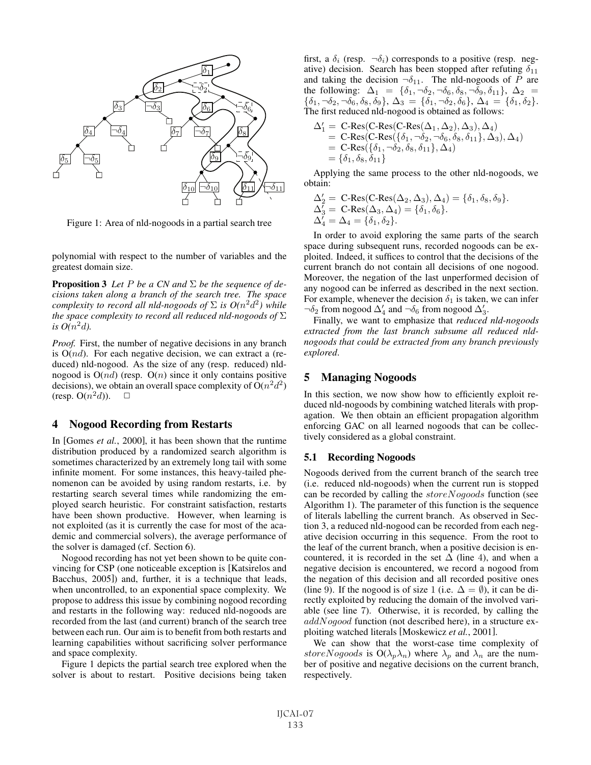Figure 1: Area of nld-nogoods in a partial search tree

polynomial with respect to the number of variables and the greatest domain size.

**Proposition 3** *Let $P$ be a CN and $\Sigma$ be the sequence of decisions taken along a branch of the search tree. The space complexity to record all nld-nogoods of $\Sigma$ is $O(n^2d^2)$ while the space complexity to record all reduced nld-nogoods of $\Sigma$ is $O(n^2d)$.*

*Proof.* First, the number of negative decisions in any branch is $O(nd)$. For each negative decision, we can extract a (reduced) nld-nogood. As the size of any (resp. reduced) nld-nogood is $O(nd)$ (resp. $O(n)$ since it only contains positive decisions), we obtain an overall space complexity of $O(n^2d^2)$ (resp. $O(n^2d)$). □

## 4 Nogood Recording from Restarts

In [Gomes *et al.*, 2000], it has been shown that the runtime distribution produced by a randomized search algorithm is sometimes characterized by an extremely long tail with some infinite moment. For some instances, this heavy-tailed phenomenon can be avoided by using random restarts, i.e. by restarting search several times while randomizing the employed search heuristic. For constraint satisfaction, restarts have been shown productive. However, when learning is not exploited (as it is currently the case for most of the academic and commercial solvers), the average performance of the solver is damaged (cf. Section 6).

Nogood recording has not yet been shown to be quite convincing for CSP (one noticeable exception is [Katsirelos and Bacchus, 2005]) and, further, it is a technique that leads, when uncontrolled, to an exponential space complexity. We propose to address this issue by combining nogood recording and restarts in the following way: reduced nld-nogoods are recorded from the last (and current) branch of the search tree between each run. Our aim is to benefit from both restarts and learning capabilities without sacrificing solver performance and space complexity.

Figure 1 depicts the partial search tree explored when the solver is about to restart. Positive decisions being taken first, a $\delta_i$ (resp. $\neg\delta_i$) corresponds to a positive (resp. negative) decision. Search has been stopped after refuting $\delta_{11}$ and taking the decision $\neg\delta_{11}$. The nld-nogoods of $P$ are the following: $\Delta_1 = \{\delta_1, \neg\delta_2, \neg\delta_6, \delta_8, \neg\delta_9, \delta_{11}\}$, $\Delta_2 = \{\delta_1, \neg\delta_2, \neg\delta_6, \delta_8, \delta_9\}$, $\Delta_3 = \{\delta_1, \neg\delta_2, \delta_6\}$, $\Delta_4 = \{\delta_1, \delta_2\}$. The first reduced nld-nogood is obtained as follows:

$$
\begin{aligned}
\Delta'_1 &= \text{C-Res}(\text{C-Res}(\text{C-Res}(\Delta_1, \Delta_2), \Delta_3), \Delta_4) \\
&= \text{C-Res}(\text{C-Res}(\{\delta_1, \neg\delta_2, \neg\delta_6, \delta_8, \delta_{11}\}, \Delta_3), \Delta_4) \\
&= \text{C-Res}(\{\delta_1, \neg\delta_2, \delta_8, \delta_{11}\}, \Delta_4) \\
&= \{\delta_1, \delta_8, \delta_{11}\}
\end{aligned}
$$

Applying the same process to the other nld-nogoods, we obtain:

$$
\begin{aligned}
\Delta'_2 &= \text{C-Res}(\text{C-Res}(\Delta_2, \Delta_3), \Delta_4) = \{\delta_1, \delta_8, \delta_9\}. \\
\Delta'_3 &= \text{C-Res}(\Delta_3, \Delta_4) = \{\delta_1, \delta_6\}. \\
\Delta'_4 &= \Delta_4 = \{\delta_1, \delta_2\}.
\end{aligned}
$$

In order to avoid exploring the same parts of the search space during subsequent runs, recorded nogoods can be exploited. Indeed, it suffices to control that the decisions of the current branch do not contain all decisions of one nogood. Moreover, the negation of the last unperformed decision of any nogood can be inferred as described in the next section. For example, whenever the decision $\delta_1$ is taken, we can infer $\neg\delta_2$ from nogood $\Delta'_4$ and $\neg\delta_6$ from nogood $\Delta'_3$.

Finally, we want to emphasize that *reduced nld-nogoods extracted from the last branch subsume all reduced nld-nogoods that could be extracted from any branch previously explored*.

## 5 Managing Nogoods

In this section, we now show how to efficiently exploit reduced nld-nogoods by combining watched literals with propagation. We then obtain an efficient propagation algorithm enforcing GAC on all learned nogoods that can be collectively considered as a global constraint.

### 5.1 Recording Nogoods

Nogoods derived from the current branch of the search tree (i.e. reduced nld-nogoods) when the current run is stopped can be recorded by calling the $storeNogoods$ function (see Algorithm 1). The parameter of this function is the sequence of literals labelling the current branch. As observed in Section 3, a reduced nld-nogood can be recorded from each negative decision occurring in this sequence. From the root to the leaf of the current branch, when a positive decision is encountered, it is recorded in the set $\Delta$ (line 4), and when a negative decision is encountered, we record a nogood from the negation of this decision and all recorded positive ones (line 9). If the nogood is of size 1 (i.e. $\Delta = \emptyset$), it can be directly exploited by reducing the domain of the involved variable (see line 7). Otherwise, it is recorded, by calling the $addNogood$ function (not described here), in a structure exploiting watched literals [Moskewicz *et al.*, 2001].

We can show that the worst-case time complexity of $storeNogoods$ is $O(\lambda_p \lambda_n)$ where $\lambda_p$ and $\lambda_n$ are the number of positive and negative decisions on the current branch, respectively.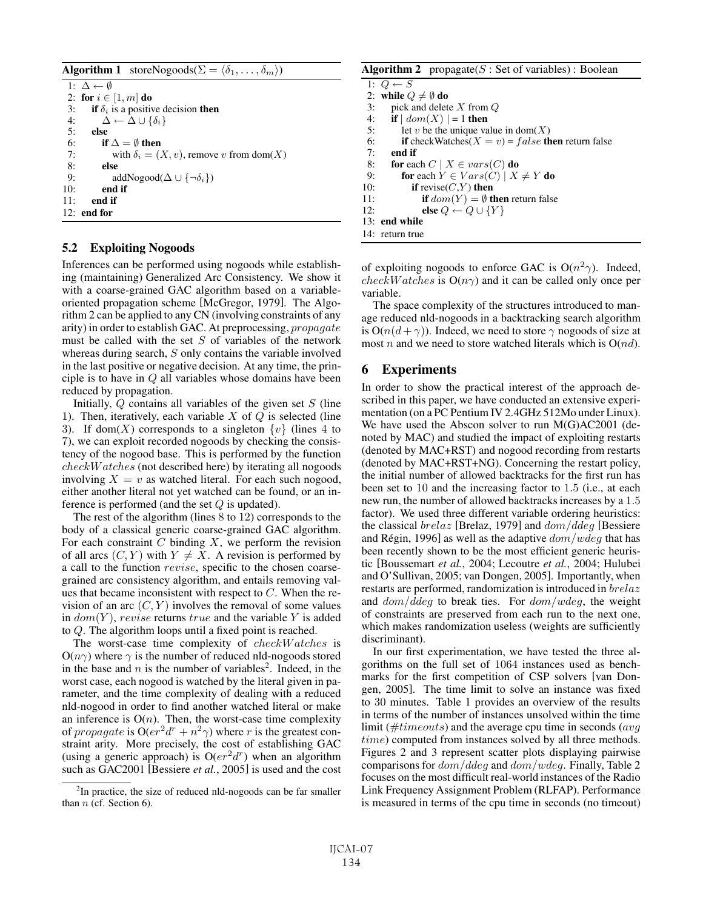**Algorithm 1** storeNogoods($\Sigma = \langle \delta_1, \ldots, \delta_m \rangle$)

```
1: Δ ← ∅
2: for i ∈ [1, m] do
3:    if δ_i is a positive decision then
4:       Δ ← Δ ∪ {δ_i}
5:    else
6:       if Δ = ∅ then
7:          with δ_i = (X, v), remove v from dom(X)
8:       else
9:          addNogood(Δ ∪ {¬δ_i})
10:      end if
11:   end if
12: end for
```

### 5.2 Exploiting Nogoods

Inferences can be performed using nogoods while establishing (maintaining) Generalized Arc Consistency. We show it with a coarse-grained GAC algorithm based on a variable-oriented propagation scheme [McGregor, 1979]. The Algorithm 2 can be applied to any CN (involving constraints of any arity) in order to establish GAC. At preprocessing, *propagate* must be called with the set $S$ of variables of the network whereas during search, $S$ only contains the variable involved in the last positive or negative decision. At any time, the principle is to have in $Q$ all variables whose domains have been reduced by propagation.

Initially, $Q$ contains all variables of the given set $S$ (line 1). Then, iteratively, each variable $X$ of $Q$ is selected (line 3). If dom($X$) corresponds to a singleton $\{v\}$ (lines 4 to 7), we can exploit recorded nogoods by checking the consistency of the nogood base. This is performed by the function *checkWatches* (not described here) by iterating all nogoods involving $X = v$ as watched literal. For each such nogood, either another literal not yet watched can be found, or an inference is performed (and the set $Q$ is updated).

The rest of the algorithm (lines 8 to 12) corresponds to the body of a classical generic coarse-grained GAC algorithm. For each constraint $C$ binding $X$, we perform the revision of all arcs $(C, Y)$ with $Y \neq X$. A revision is performed by a call to the function *revise*, specific to the chosen coarse-grained arc consistency algorithm, and entails removing values that became inconsistent with respect to $C$. When the revision of an arc $(C, Y)$ involves the removal of some values in $dom(Y)$, *revise* returns *true* and the variable $Y$ is added to $Q$. The algorithm loops until a fixed point is reached.

The worst-case time complexity of *checkWatches* is $O(n\gamma)$ where $\gamma$ is the number of reduced nld-nogoods stored in the base and $n$ is the number of variables[2]. Indeed, in the worst case, each nogood is watched by the literal given in parameter, and the time complexity of dealing with a reduced nld-nogood in order to find another watched literal or make an inference is $O(n)$. Then, the worst-case time complexity of *propagate* is $O(er^2d^r + n^2\gamma)$ where $r$ is the greatest constraint arity. More precisely, the cost of establishing GAC (using a generic approach) is $O(er^2d^r)$ when an algorithm such as GAC2001 [Bessiere *et al.*, 2005] is used and the cost of exploiting nogoods to enforce GAC is $O(n^2\gamma)$. Indeed, *checkWatches* is $O(n\gamma)$ and it can be called only once per variable.

[2] In practice, the size of reduced nld-nogoods can be far smaller than $n$ (cf. Section 6).

**Algorithm 2** propagate($S$ : Set of variables) : Boolean

```
1: Q ← S
2: while Q ≠ ∅ do
3:    pick and delete X from Q
4:    if | dom(X) | = 1 then
5:       let v be the unique value in dom(X)
6:       if checkWatches(X = v) = false then return false
7:    end if
8:    for each C | X ∈ vars(C) do
9:       for each Y ∈ Vars(C) | X ≠ Y do
10:         if revise(C,Y) then
11:            if dom(Y) = ∅ then return false
12:            else Q ← Q ∪ {Y}
13: end while
14: return true
```

The space complexity of the structures introduced to manage reduced nld-nogoods in a backtracking search algorithm is $O(n(d + \gamma))$. Indeed, we need to store $\gamma$ nogoods of size at most $n$ and we need to store watched literals which is $O(nd)$.

## 6 Experiments

In order to show the practical interest of the approach described in this paper, we have conducted an extensive experimentation (on a PC Pentium IV 2.4GHz 512Mo under Linux). We have used the Abscon solver to run M(G)AC2001 (denoted by MAC) and studied the impact of exploiting restarts (denoted by MAC+RST) and nogood recording from restarts (denoted by MAC+RST+NG). Concerning the restart policy, the initial number of allowed backtracks for the first run has been set to 10 and the increasing factor to 1.5 (i.e., at each new run, the number of allowed backtracks increases by a 1.5 factor). We used three different variable ordering heuristics: the classical *brelaz* [Brelaz, 1979] and *dom/ddeg* [Bessiere and Régin, 1996] as well as the adaptive *dom/wdeg* that has been recently shown to be the most efficient generic heuristic [Boussemart *et al.*, 2004; Lecoutre *et al.*, 2004; Hulubei and O'Sullivan, 2005; van Dongen, 2005]. Importantly, when restarts are performed, randomization is introduced in *brelaz* and *dom/ddeg* to break ties. For *dom/wdeg*, the weight of constraints are preserved from each run to the next one, which makes randomization useless (weights are sufficiently discriminant).

In our first experimentation, we have tested the three algorithms on the full set of 1064 instances used as benchmarks for the first competition of CSP solvers [van Dongen, 2005]. The time limit to solve an instance was fixed to 30 minutes. Table 1 provides an overview of the results in terms of the number of instances unsolved within the time limit (*#timeouts*) and the average cpu time in seconds (*avg time*) computed from instances solved by all three methods. Figures 2 and 3 represent scatter plots displaying pairwise comparisons for *dom/ddeg* and *dom/wdeg*. Finally, Table 2 focuses on the most difficult real-world instances of the Radio Link Frequency Assignment Problem (RLFAP). Performance is measured in terms of the cpu time in seconds (no timeout)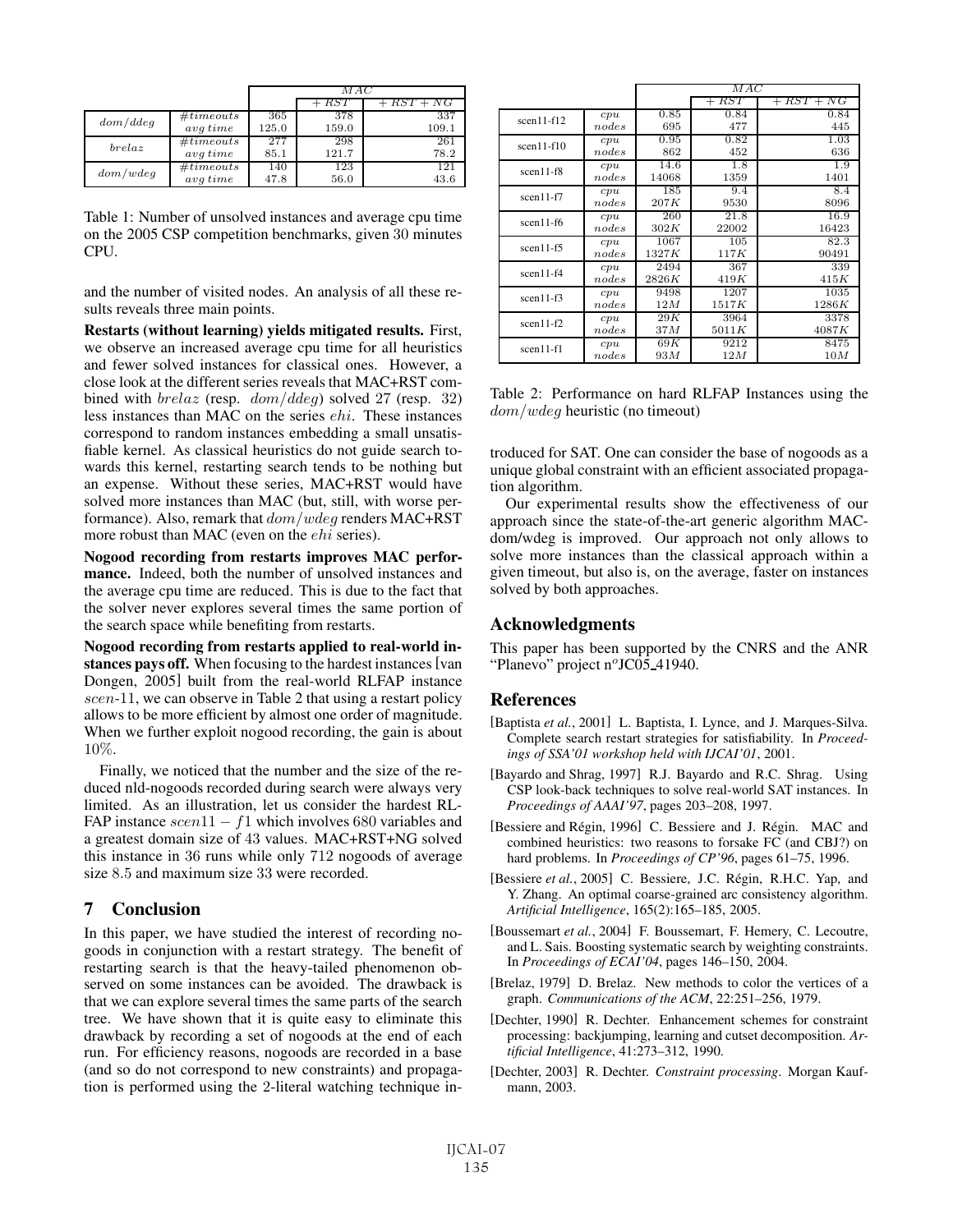| | | $MAC$ | $+RST$ | $+RST+NG$ |
|---|---|---|---|---|
| $dom/ddeg$ | $\#timeouts$ | 365 | 378 | 337 |
| | $avg\,time$ | 125.0 | 159.0 | 109.1 |
| $brelaz$ | $\#timeouts$ | 277 | 298 | 261 |
| | $avg\,time$ | 85.1 | 121.7 | 78.2 |
| $dom/wdeg$ | $\#timeouts$ | 140 | 123 | 121 |
| | $avg\,time$ | 47.8 | 56.0 | 43.6 |

Table 1: Number of unsolved instances and average cpu time on the 2005 CSP competition benchmarks, given 30 minutes CPU.

and the number of visited nodes. An analysis of all these results reveals three main points.

**Restarts (without learning) yields mitigated results.** First, we observe an increased average cpu time for all heuristics and fewer solved instances for classical ones. However, a close look at the different series reveals that MAC+RST combined with $brelaz$ (resp. $dom/ddeg$) solved 27 (resp. 32) less instances than MAC on the series $ehi$. These instances correspond to random instances embedding a small unsatisfiable kernel. As classical heuristics do not guide search towards this kernel, restarting search tends to be nothing but an expense. Without these series, MAC+RST would have solved more instances than MAC (but, still, with worse performance). Also, remark that $dom/wdeg$ renders MAC+RST more robust than MAC (even on the $ehi$ series).

**Nogood recording from restarts improves MAC performance.** Indeed, both the number of unsolved instances and the average cpu time are reduced. This is due to the fact that the solver never explores several times the same portion of the search space while benefiting from restarts.

**Nogood recording from restarts applied to real-world instances pays off.** When focusing to the hardest instances [van Dongen, 2005] built from the real-world RLFAP instance $scen$-11, we can observe in Table 2 that using a restart policy allows to be more efficient by almost one order of magnitude. When we further exploit nogood recording, the gain is about 10%.

Finally, we noticed that the number and the size of the reduced nld-nogoods recorded during search were always very limited. As an illustration, let us consider the hardest RLFAP instance $scen11-f1$ which involves 680 variables and a greatest domain size of 43 values. MAC+RST+NG solved this instance in 36 runs while only 712 nogoods of average size 8.5 and maximum size 33 were recorded.

| | | $MAC$ | $+RST$ | $+RST+NG$ |
|---|---|---|---|---|
| scen11-f12 | $cpu$ | 0.85 | 0.84 | 0.84 |
| | $nodes$ | 695 | 477 | 445 |
| scen11-f10 | $cpu$ | 0.95 | 0.82 | 1.03 |
| | $nodes$ | 862 | 452 | 636 |
| scen11-f8 | $cpu$ | 14.6 | 1.8 | 1.9 |
| | $nodes$ | 14068 | 1359 | 1401 |
| scen11-f7 | $cpu$ | 185 | 9.4 | 8.4 |
| | $nodes$ | $207K$ | 9530 | 8096 |
| scen11-f6 | $cpu$ | 260 | 21.8 | 16.9 |
| | $nodes$ | $302K$ | 22002 | 16423 |
| scen11-f5 | $cpu$ | 1067 | 105 | 82.3 |
| | $nodes$ | $1327K$ | $117K$ | 90491 |
| scen11-f4 | $cpu$ | 2494 | 367 | 339 |
| | $nodes$ | $2826K$ | $419K$ | $415K$ |
| scen11-f3 | $cpu$ | 9498 | 1207 | 1035 |
| | $nodes$ | $12M$ | $1517K$ | $1286K$ |
| scen11-f2 | $cpu$ | $29K$ | 3964 | 3378 |
| | $nodes$ | $37M$ | $5011K$ | $4087K$ |
| scen11-f1 | $cpu$ | $69K$ | 9212 | 8475 |
| | $nodes$ | $93M$ | $12M$ | $10M$ |

Table 2: Performance on hard RLFAP Instances using the $dom/wdeg$ heuristic (no timeout)

## 7 Conclusion

In this paper, we have studied the interest of recording nogoods in conjunction with a restart strategy. The benefit of restarting search is that the heavy-tailed phenomenon observed on some instances can be avoided. The drawback is that we can explore several times the same parts of the search tree. We have shown that it is quite easy to eliminate this drawback by recording a set of nogoods at the end of each run. For efficiency reasons, nogoods are recorded in a base (and so do not correspond to new constraints) and propagation is performed using the 2-literal watching technique introduced for SAT. One can consider the base of nogoods as a unique global constraint with an efficient associated propagation algorithm.

Our experimental results show the effectiveness of our approach since the state-of-the-art generic algorithm MAC-dom/wdeg is improved. Our approach not only allows to solve more instances than the classical approach within a given timeout, but also is, on the average, faster on instances solved by both approaches.

## Acknowledgments

This paper has been supported by the CNRS and the ANR "Planevo" project n$^o$JC05_41940.

## References

[Baptista *et al.*, 2001] L. Baptista, I. Lynce, and J. Marques-Silva. Complete search restart strategies for satisfiability. In *Proceedings of SSA'01 workshop held with IJCAI'01*, 2001.

[Bayardo and Shrag, 1997] R.J. Bayardo and R.C. Shrag. Using CSP look-back techniques to solve real-world SAT instances. In *Proceedings of AAAI'97*, pages 203–208, 1997.

[Bessiere and Régin, 1996] C. Bessiere and J. Régin. MAC and combined heuristics: two reasons to forsake FC (and CBJ?) on hard problems. In *Proceedings of CP'96*, pages 61–75, 1996.

[Bessiere *et al.*, 2005] C. Bessiere, J.C. Régin, R.H.C. Yap, and Y. Zhang. An optimal coarse-grained arc consistency algorithm. *Artificial Intelligence*, 165(2):165–185, 2005.

[Boussemart *et al.*, 2004] F. Boussemart, F. Hemery, C. Lecoutre, and L. Sais. Boosting systematic search by weighting constraints. In *Proceedings of ECAI'04*, pages 146–150, 2004.

[Brelaz, 1979] D. Brelaz. New methods to color the vertices of a graph. *Communications of the ACM*, 22:251–256, 1979.

[Dechter, 1990] R. Dechter. Enhancement schemes for constraint processing: backjumping, learning and cutset decomposition. *Artificial Intelligence*, 41:273–312, 1990.

[Dechter, 2003] R. Dechter. *Constraint processing*. Morgan Kaufmann, 2003.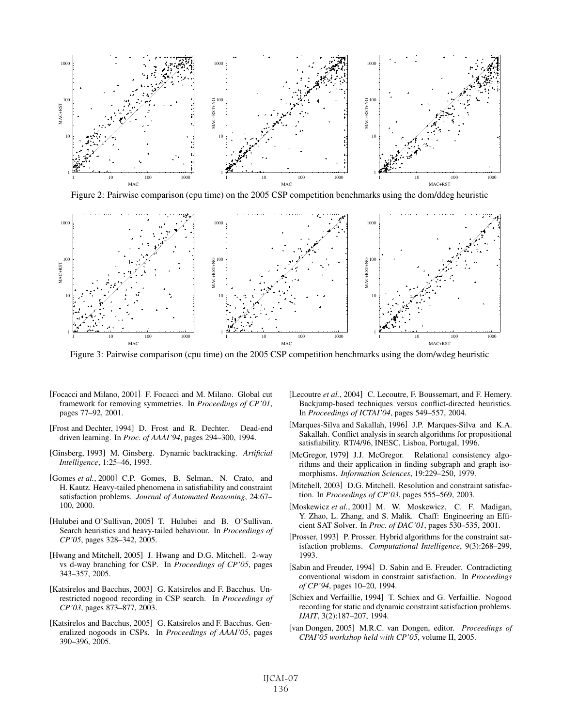1000

100

10

1

MAC+RST

1 10 100 1000

MAC

1000

100

10

1

MAC+RST+NG

1 10 100 1000

MAC

1000

100

10

1

MAC+RST+NG

1 10 100 1000

MAC+RST

Figure 2: Pairwise comparison (cpu time) on the 2005 CSP competition benchmarks using the dom/ddeg heuristic

1000

100

10

1

MAC+RST

1 10 100 1000

MAC

1000

100

10

1

MAC+RST+NG

1 10 100 1000

MAC

1000

100

10

1

MAC+RST+NG

1 10 100 1000

MAC+RST

Figure 3: Pairwise comparison (cpu time) on the 2005 CSP competition benchmarks using the dom/wdeg heuristic

[Focacci and Milano, 2001] F. Focacci and M. Milano. Global cut framework for removing symmetries. In *Proceedings of CP'01*, pages 77–92, 2001.

[Frost and Dechter, 1994] D. Frost and R. Dechter. Dead-end driven learning. In *Proc. of AAAI'94*, pages 294–300, 1994.

[Ginsberg, 1993] M. Ginsberg. Dynamic backtracking. *Artificial Intelligence*, 1:25–46, 1993.

[Gomes *et al.*, 2000] C.P. Gomes, B. Selman, N. Crato, and H. Kautz. Heavy-tailed phenomena in satisfiability and constraint satisfaction problems. *Journal of Automated Reasoning*, 24:67–100, 2000.

[Hulubei and O'Sullivan, 2005] T. Hulubei and B. O'Sullivan. Search heuristics and heavy-tailed behaviour. In *Proceedings of CP'05*, pages 328–342, 2005.

[Hwang and Mitchell, 2005] J. Hwang and D.G. Mitchell. 2-way vs d-way branching for CSP. In *Proceedings of CP'05*, pages 343–357, 2005.

[Katsirelos and Bacchus, 2003] G. Katsirelos and F. Bacchus. Unrestricted nogood recording in CSP search. In *Proceedings of CP'03*, pages 873–877, 2003.

[Katsirelos and Bacchus, 2005] G. Katsirelos and F. Bacchus. Generalized nogoods in CSPs. In *Proceedings of AAAI'05*, pages 390–396, 2005.

[Lecoutre *et al.*, 2004] C. Lecoutre, F. Boussemart, and F. Hemery. Backjump-based techniques versus conflict-directed heuristics. In *Proceedings of ICTAI'04*, pages 549–557, 2004.

[Marques-Silva and Sakallah, 1996] J.P. Marques-Silva and K.A. Sakallah. Conflict analysis in search algorithms for propositional satisfiability. RT/4/96, INESC, Lisboa, Portugal, 1996.

[McGregor, 1979] J.J. McGregor. Relational consistency algorithms and their application in finding subgraph and graph isomorphisms. *Information Sciences*, 19:229–250, 1979.

[Mitchell, 2003] D.G. Mitchell. Resolution and constraint satisfaction. In *Proceedings of CP'03*, pages 555–569, 2003.

[Moskewicz *et al.*, 2001] M. W. Moskewicz, C. F. Madigan, Y. Zhao, L. Zhang, and S. Malik. Chaff: Engineering an Efficient SAT Solver. In *Proc. of DAC'01*, pages 530–535, 2001.

[Prosser, 1993] P. Prosser. Hybrid algorithms for the constraint satisfaction problems. *Computational Intelligence*, 9(3):268–299, 1993.

[Sabin and Freuder, 1994] D. Sabin and E. Freuder. Contradicting conventional wisdom in constraint satisfaction. In *Proceedings of CP'94*, pages 10–20, 1994.

[Schiex and Verfaillie, 1994] T. Schiex and G. Verfaillie. Nogood recording for static and dynamic constraint satisfaction problems. *IJAIT*, 3(2):187–207, 1994.

[van Dongen, 2005] M.R.C. van Dongen, editor. *Proceedings of CPAI'05 workshop held with CP'05*, volume II, 2005.